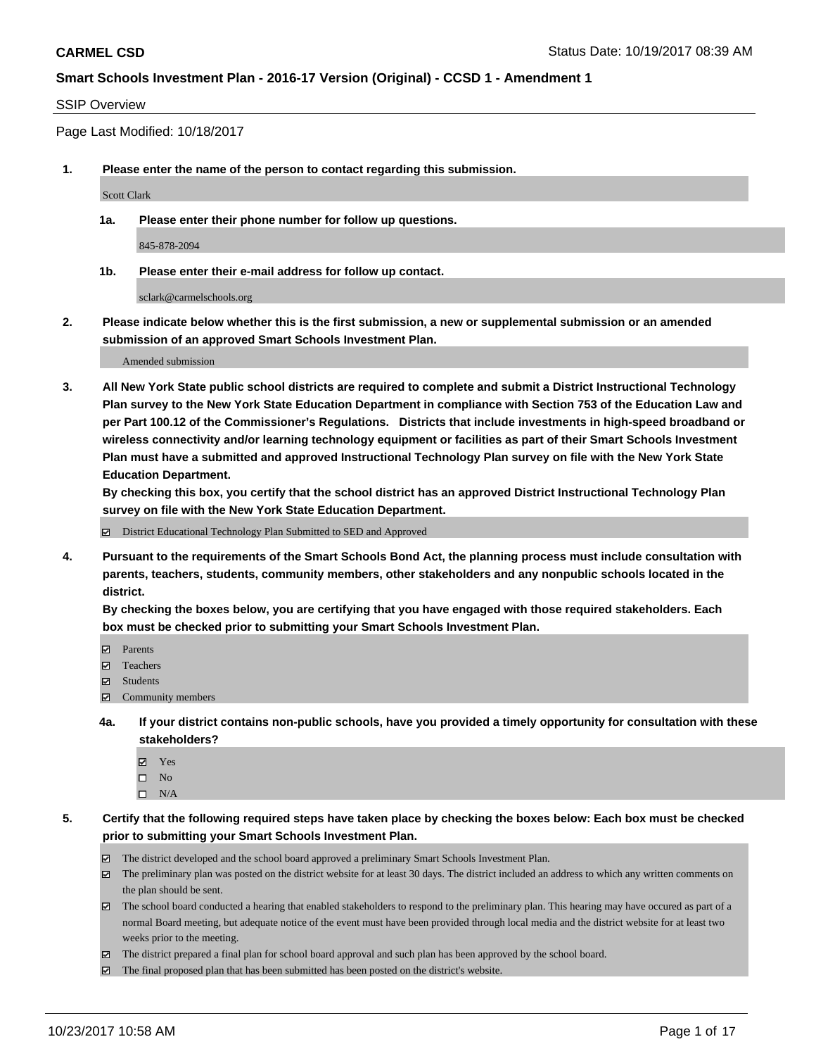**CARMEL CSD** Status Date: 10/19/2017 08:39 AM

**Smart Schools Investment Plan - 2016-17 Version (Original) - CCSD 1 - Amendment 1**

SSIP Overview

Page Last Modified: 10/18/2017

**1. Please enter the name of the person to contact regarding this submission.**

Scott Clark

**1a. Please enter their phone number for follow up questions.**

845-878-2094

**1b. Please enter their e-mail address for follow up contact.**

sclark@carmelschools.org

**2. Please indicate below whether this is the first submission, a new or supplemental submission or an amended submission of an approved Smart Schools Investment Plan.**

Amended submission

**3. All New York State public school districts are required to complete and submit a District Instructional Technology Plan survey to the New York State Education Department in compliance with Section 753 of the Education Law and per Part 100.12 of the Commissioner's Regulations. Districts that include investments in high-speed broadband or wireless connectivity and/or learning technology equipment or facilities as part of their Smart Schools Investment Plan must have a submitted and approved Instructional Technology Plan survey on file with the New York State Education Department.**

**By checking this box, you certify that the school district has an approved District Instructional Technology Plan survey on file with the New York State Education Department.**

- ☑ District Educational Technology Plan Submitted to SED and Approved

**4. Pursuant to the requirements of the Smart Schools Bond Act, the planning process must include consultation with parents, teachers, students, community members, other stakeholders and any nonpublic schools located in the district.**

**By checking the boxes below, you are certifying that you have engaged with those required stakeholders. Each box must be checked prior to submitting your Smart Schools Investment Plan.**

- ☑ Parents
- ☑ Teachers
- ☑ Students
- ☑ Community members

**4a. If your district contains non-public schools, have you provided a timely opportunity for consultation with these stakeholders?**

- ☑ Yes
- ☐ No
- ☐ N/A

**5. Certify that the following required steps have taken place by checking the boxes below: Each box must be checked prior to submitting your Smart Schools Investment Plan.**

- ☑ The district developed and the school board approved a preliminary Smart Schools Investment Plan.
- ☑ The preliminary plan was posted on the district website for at least 30 days. The district included an address to which any written comments on the plan should be sent.
- ☑ The school board conducted a hearing that enabled stakeholders to respond to the preliminary plan. This hearing may have occured as part of a normal Board meeting, but adequate notice of the event must have been provided through local media and the district website for at least two weeks prior to the meeting.
- ☑ The district prepared a final plan for school board approval and such plan has been approved by the school board.
- ☑ The final proposed plan that has been submitted has been posted on the district's website.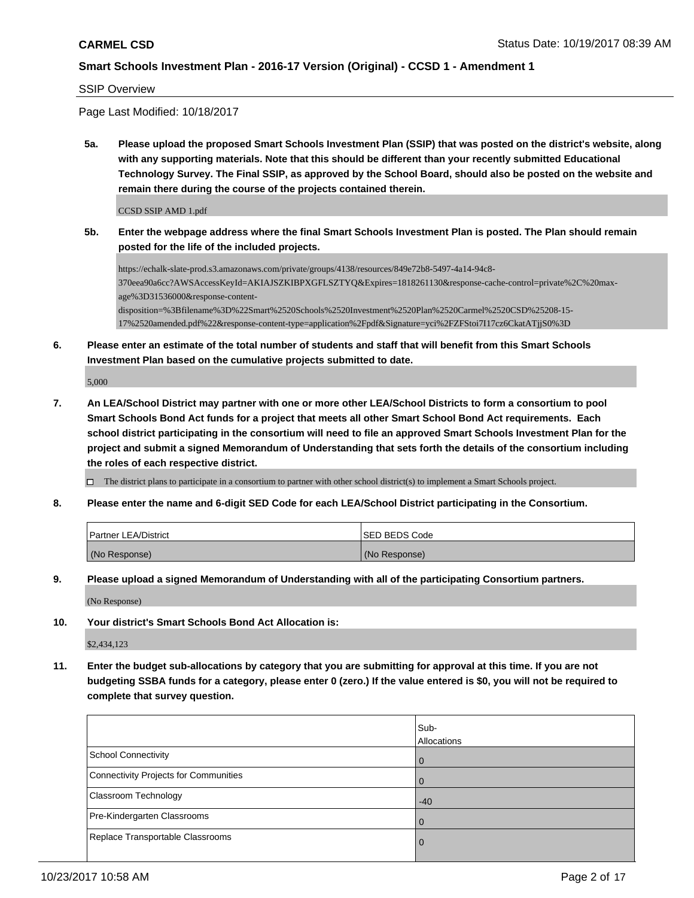**CARMEL CSD** Status Date: 10/19/2017 08:39 AM

**Smart Schools Investment Plan - 2016-17 Version (Original) - CCSD 1 - Amendment 1**

SSIP Overview

Page Last Modified: 10/18/2017

**5a. Please upload the proposed Smart Schools Investment Plan (SSIP) that was posted on the district's website, along with any supporting materials. Note that this should be different than your recently submitted Educational Technology Survey. The Final SSIP, as approved by the School Board, should also be posted on the website and remain there during the course of the projects contained therein.**

CCSD SSIP AMD 1.pdf

**5b. Enter the webpage address where the final Smart Schools Investment Plan is posted. The Plan should remain posted for the life of the included projects.**

https://echalk-slate-prod.s3.amazonaws.com/private/groups/4138/resources/849e72b8-5497-4a14-94c8-370eea90a6cc?AWSAccessKeyId=AKIAJSZKIBPXGFLSZTYQ&Expires=1818261130&response-cache-control=private%2C%20max-age%3D31536000&response-content-disposition=%3Bfilename%3D%22Smart%2520Schools%2520Investment%2520Plan%2520Carmel%2520CSD%25208-15-17%2520amended.pdf%22&response-content-type=application%2Fpdf&Signature=yci%2FZFStoi7I17cz6CkatATjjS0%3D

**6. Please enter an estimate of the total number of students and staff that will benefit from this Smart Schools Investment Plan based on the cumulative projects submitted to date.**

5,000

**7. An LEA/School District may partner with one or more other LEA/School Districts to form a consortium to pool Smart Schools Bond Act funds for a project that meets all other Smart School Bond Act requirements. Each school district participating in the consortium will need to file an approved Smart Schools Investment Plan for the project and submit a signed Memorandum of Understanding that sets forth the details of the consortium including the roles of each respective district.**

☐ The district plans to participate in a consortium to partner with other school district(s) to implement a Smart Schools project.

**8. Please enter the name and 6-digit SED Code for each LEA/School District participating in the Consortium.**

| Partner LEA/District | SED BEDS Code |
|---|---|
| (No Response) | (No Response) |

**9. Please upload a signed Memorandum of Understanding with all of the participating Consortium partners.**

(No Response)

**10. Your district's Smart Schools Bond Act Allocation is:**

$2,434,123

**11. Enter the budget sub-allocations by category that you are submitting for approval at this time. If you are not budgeting SSBA funds for a category, please enter 0 (zero.) If the value entered is $0, you will not be required to complete that survey question.**

| | Sub-Allocations |
|---|---|
| School Connectivity | 0 |
| Connectivity Projects for Communities | 0 |
| Classroom Technology | -40 |
| Pre-Kindergarten Classrooms | 0 |
| Replace Transportable Classrooms | 0 |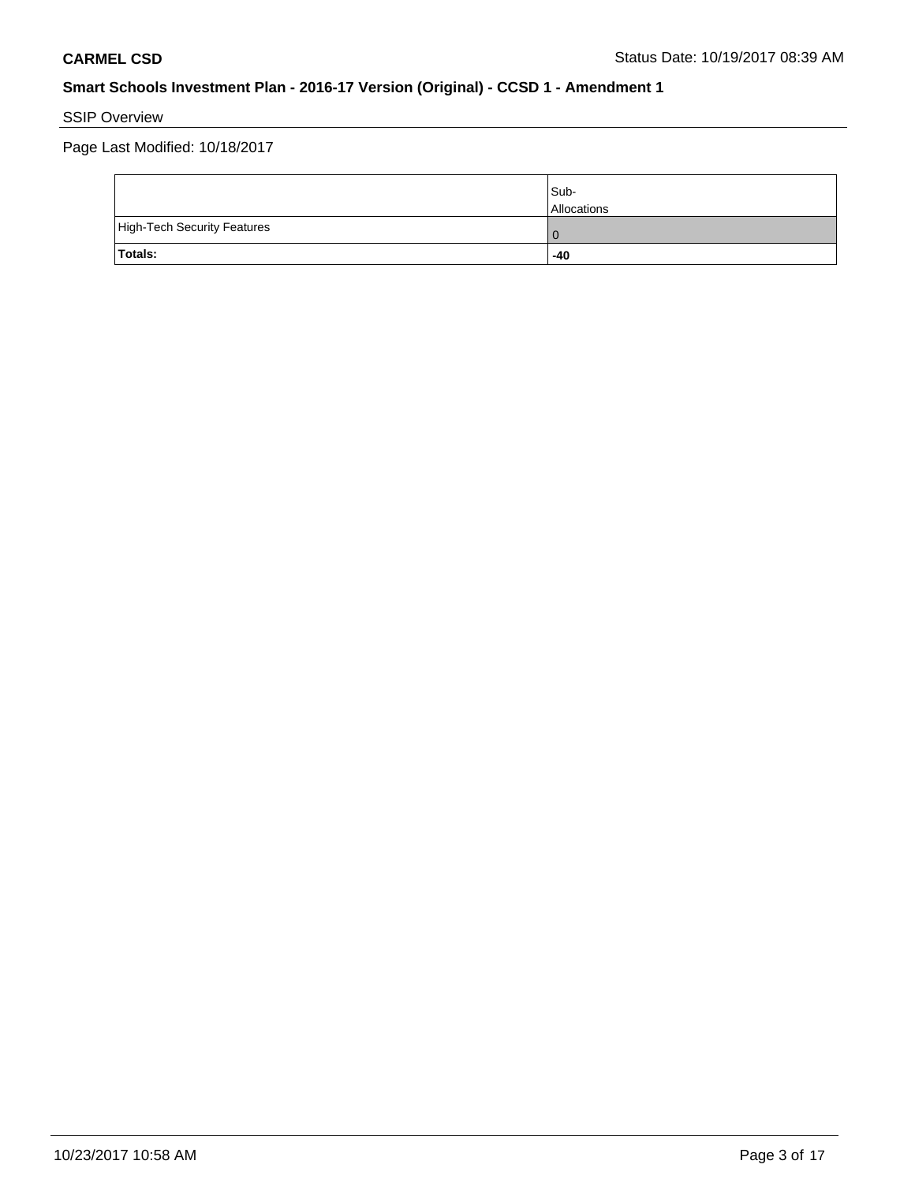**CARMEL CSD**

Status Date: 10/19/2017 08:39 AM

## Smart Schools Investment Plan - 2016-17 Version (Original) - CCSD 1 - Amendment 1

SSIP Overview

Page Last Modified: 10/18/2017

| | Sub-Allocations |
|---|---|
| High-Tech Security Features | 0 |
| **Totals:** | **-40** |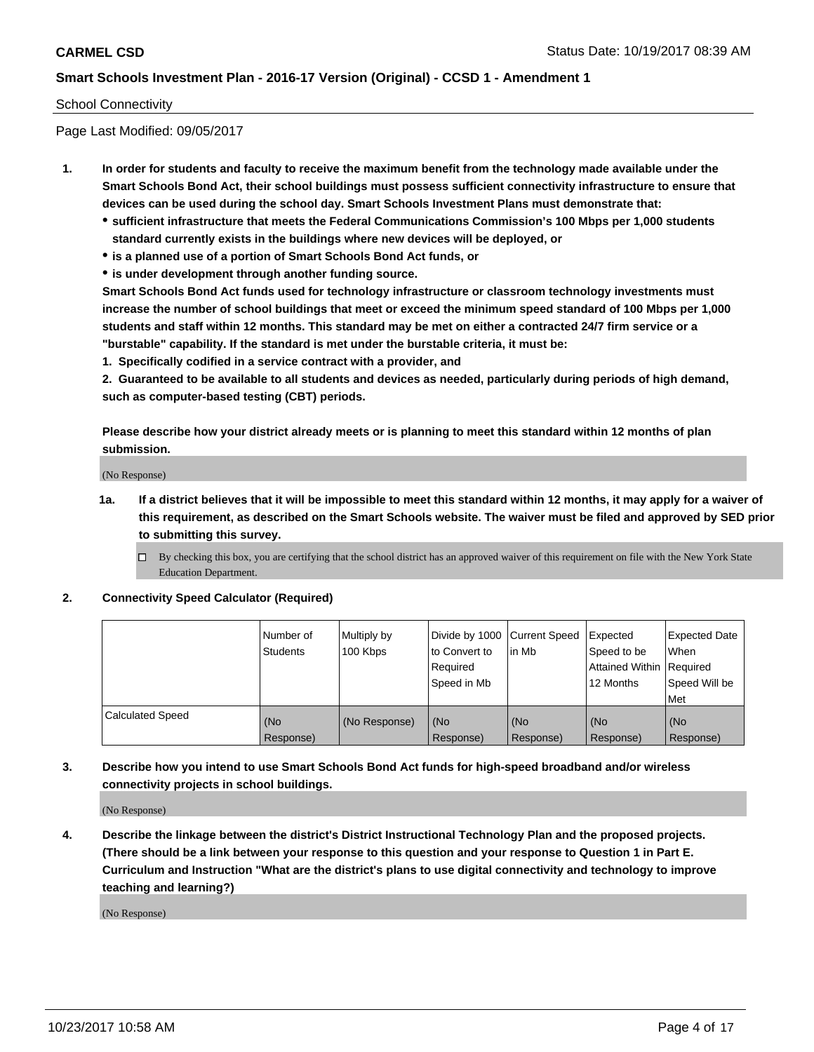School Connectivity

Page Last Modified: 09/05/2017

1. **In order for students and faculty to receive the maximum benefit from the technology made available under the Smart Schools Bond Act, their school buildings must possess sufficient connectivity infrastructure to ensure that devices can be used during the school day. Smart Schools Investment Plans must demonstrate that:**
   - **sufficient infrastructure that meets the Federal Communications Commission's 100 Mbps per 1,000 students standard currently exists in the buildings where new devices will be deployed, or**
   - **is a planned use of a portion of Smart Schools Bond Act funds, or**
   - **is under development through another funding source.**

   **Smart Schools Bond Act funds used for technology infrastructure or classroom technology investments must increase the number of school buildings that meet or exceed the minimum speed standard of 100 Mbps per 1,000 students and staff within 12 months. This standard may be met on either a contracted 24/7 firm service or a "burstable" capability. If the standard is met under the burstable criteria, it must be:**

   **1. Specifically codified in a service contract with a provider, and**

   **2. Guaranteed to be available to all students and devices as needed, particularly during periods of high demand, such as computer-based testing (CBT) periods.**

   **Please describe how your district already meets or is planning to meet this standard within 12 months of plan submission.**

   (No Response)

   **1a. If a district believes that it will be impossible to meet this standard within 12 months, it may apply for a waiver of this requirement, as described on the Smart Schools website. The waiver must be filed and approved by SED prior to submitting this survey.**

   ☐ By checking this box, you are certifying that the school district has an approved waiver of this requirement on file with the New York State Education Department.

2. **Connectivity Speed Calculator (Required)**

| | Number of Students | Multiply by 100 Kbps | Divide by 1000 to Convert to Required Speed in Mb | Current Speed in Mb | Expected Speed to be Attained Within 12 Months | Expected Date When Required Speed Will be Met |
|---|---|---|---|---|---|---|
| Calculated Speed | (No Response) | (No Response) | (No Response) | (No Response) | (No Response) | (No Response) |

3. **Describe how you intend to use Smart Schools Bond Act funds for high-speed broadband and/or wireless connectivity projects in school buildings.**

   (No Response)

4. **Describe the linkage between the district's District Instructional Technology Plan and the proposed projects. (There should be a link between your response to this question and your response to Question 1 in Part E. Curriculum and Instruction "What are the district's plans to use digital connectivity and technology to improve teaching and learning?)**

   (No Response)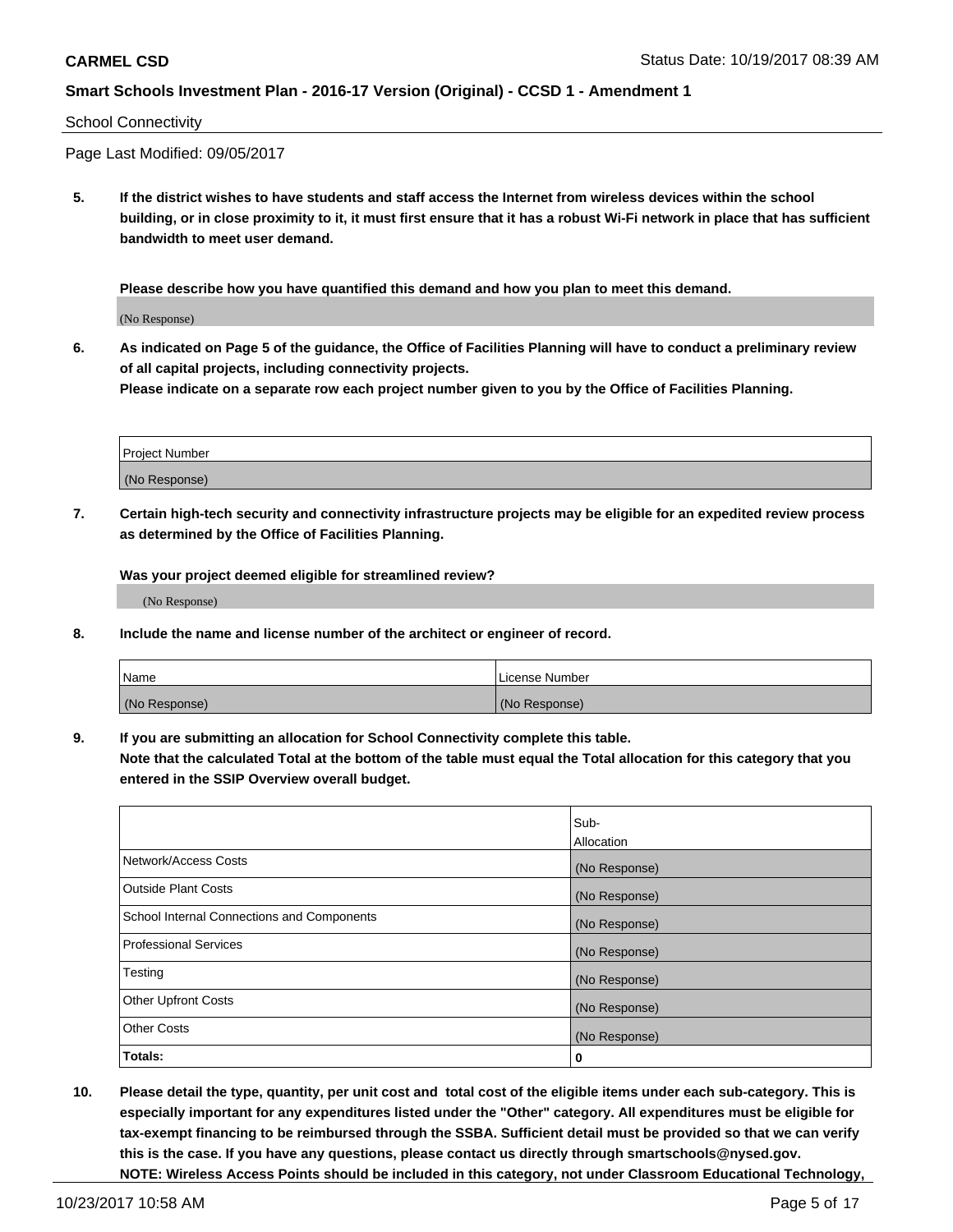School Connectivity

Page Last Modified: 09/05/2017

**5. If the district wishes to have students and staff access the Internet from wireless devices within the school building, or in close proximity to it, it must first ensure that it has a robust Wi-Fi network in place that has sufficient bandwidth to meet user demand.**

**Please describe how you have quantified this demand and how you plan to meet this demand.**

(No Response)

**6. As indicated on Page 5 of the guidance, the Office of Facilities Planning will have to conduct a preliminary review of all capital projects, including connectivity projects.**
**Please indicate on a separate row each project number given to you by the Office of Facilities Planning.**

| Project Number |
| --- |
| (No Response) |

**7. Certain high-tech security and connectivity infrastructure projects may be eligible for an expedited review process as determined by the Office of Facilities Planning.**

**Was your project deemed eligible for streamlined review?**

(No Response)

**8. Include the name and license number of the architect or engineer of record.**

| Name | License Number |
| --- | --- |
| (No Response) | (No Response) |

**9. If you are submitting an allocation for School Connectivity complete this table.**
**Note that the calculated Total at the bottom of the table must equal the Total allocation for this category that you entered in the SSIP Overview overall budget.**

| | Sub-Allocation |
| --- | --- |
| Network/Access Costs | (No Response) |
| Outside Plant Costs | (No Response) |
| School Internal Connections and Components | (No Response) |
| Professional Services | (No Response) |
| Testing | (No Response) |
| Other Upfront Costs | (No Response) |
| Other Costs | (No Response) |
| **Totals:** | **0** |

**10. Please detail the type, quantity, per unit cost and total cost of the eligible items under each sub-category. This is especially important for any expenditures listed under the "Other" category. All expenditures must be eligible for tax-exempt financing to be reimbursed through the SSBA. Sufficient detail must be provided so that we can verify this is the case. If you have any questions, please contact us directly through smartschools@nysed.gov.**
**NOTE: Wireless Access Points should be included in this category, not under Classroom Educational Technology,**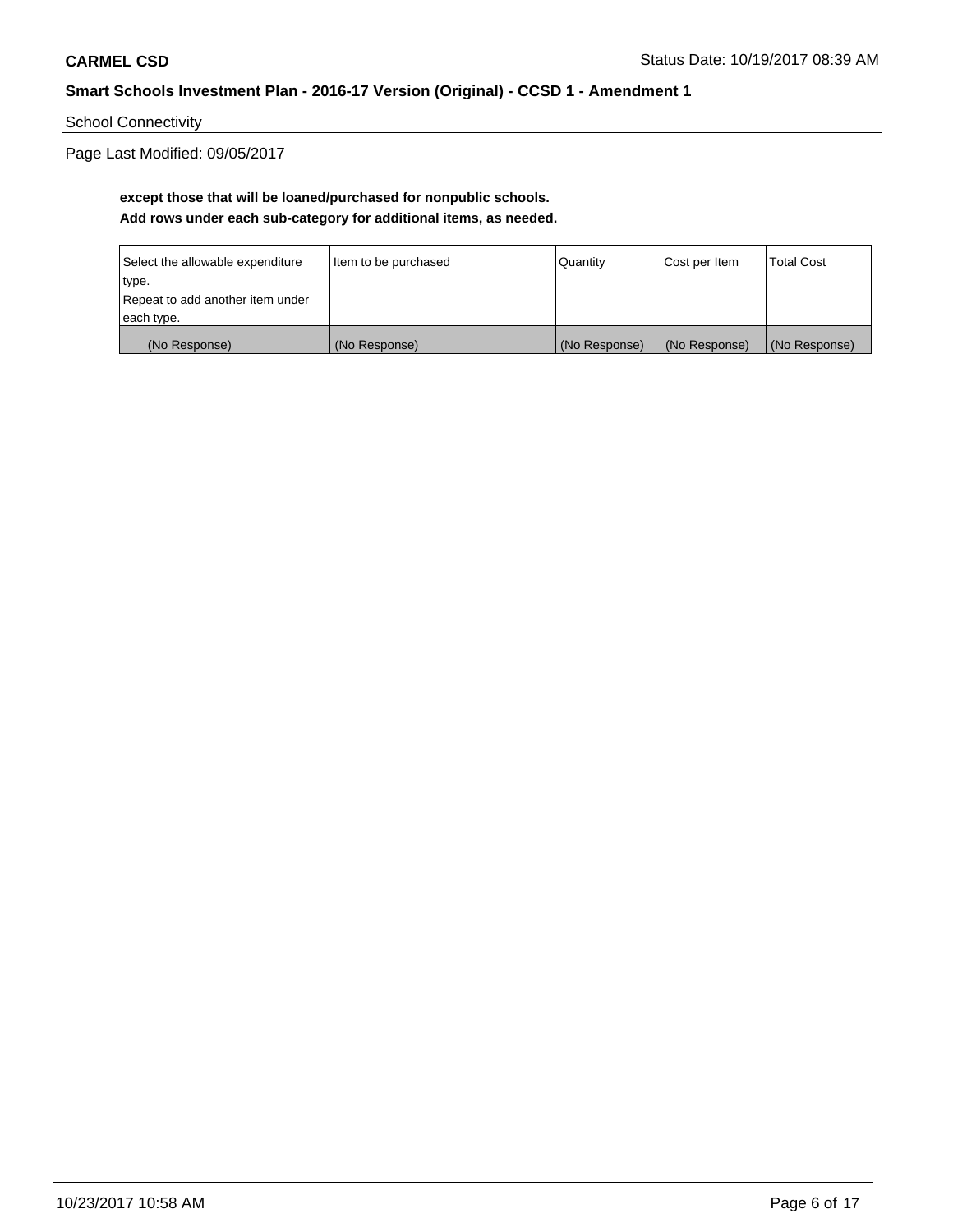School Connectivity

Page Last Modified: 09/05/2017

**except those that will be loaned/purchased for nonpublic schools.**
**Add rows under each sub-category for additional items, as needed.**

| Select the allowable expenditure type. Repeat to add another item under each type. | Item to be purchased | Quantity | Cost per Item | Total Cost |
| --- | --- | --- | --- | --- |
| (No Response) | (No Response) | (No Response) | (No Response) | (No Response) |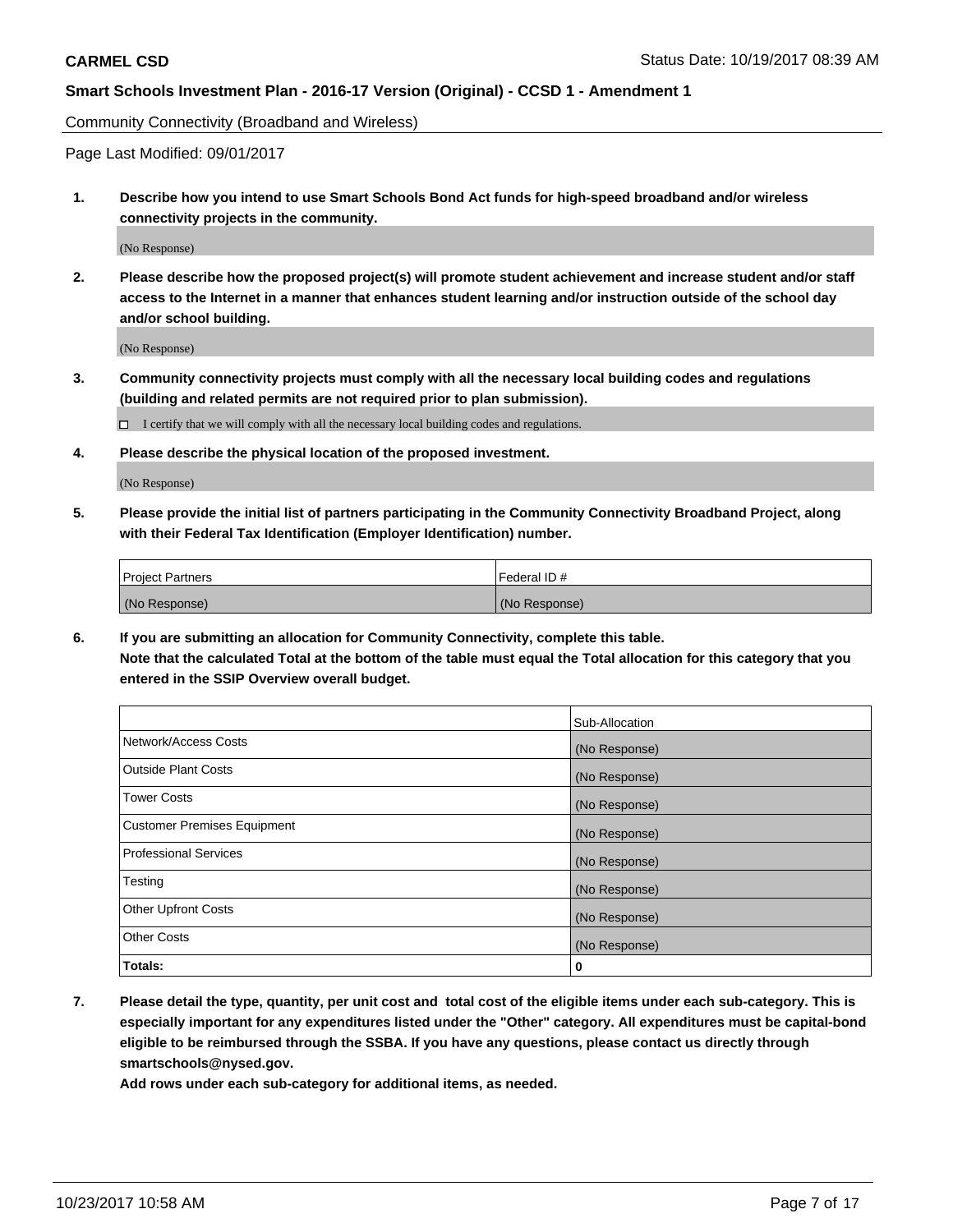Community Connectivity (Broadband and Wireless)

Page Last Modified: 09/01/2017

**1. Describe how you intend to use Smart Schools Bond Act funds for high-speed broadband and/or wireless connectivity projects in the community.**

(No Response)

**2. Please describe how the proposed project(s) will promote student achievement and increase student and/or staff access to the Internet in a manner that enhances student learning and/or instruction outside of the school day and/or school building.**

(No Response)

**3. Community connectivity projects must comply with all the necessary local building codes and regulations (building and related permits are not required prior to plan submission).**

☐ I certify that we will comply with all the necessary local building codes and regulations.

**4. Please describe the physical location of the proposed investment.**

(No Response)

**5. Please provide the initial list of partners participating in the Community Connectivity Broadband Project, along with their Federal Tax Identification (Employer Identification) number.**

| Project Partners | Federal ID # |
|---|---|
| (No Response) | (No Response) |

**6. If you are submitting an allocation for Community Connectivity, complete this table.**
**Note that the calculated Total at the bottom of the table must equal the Total allocation for this category that you entered in the SSIP Overview overall budget.**

| | Sub-Allocation |
|---|---|
| Network/Access Costs | (No Response) |
| Outside Plant Costs | (No Response) |
| Tower Costs | (No Response) |
| Customer Premises Equipment | (No Response) |
| Professional Services | (No Response) |
| Testing | (No Response) |
| Other Upfront Costs | (No Response) |
| Other Costs | (No Response) |
| **Totals:** | **0** |

**7. Please detail the type, quantity, per unit cost and total cost of the eligible items under each sub-category. This is especially important for any expenditures listed under the "Other" category. All expenditures must be capital-bond eligible to be reimbursed through the SSBA. If you have any questions, please contact us directly through smartschools@nysed.gov.**

**Add rows under each sub-category for additional items, as needed.**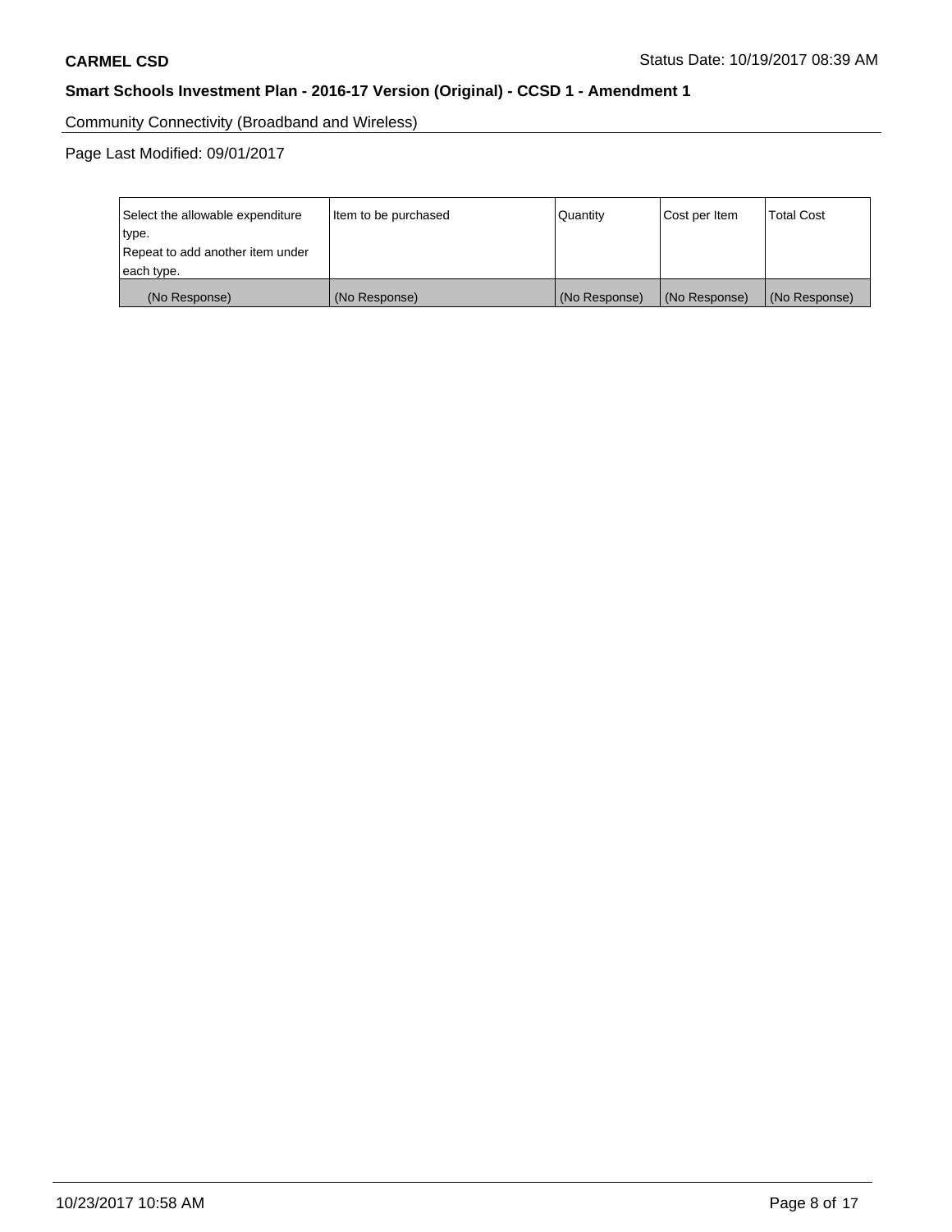Community Connectivity (Broadband and Wireless)

Page Last Modified: 09/01/2017

| Select the allowable expenditure type.<br>Repeat to add another item under each type. | Item to be purchased | Quantity | Cost per Item | Total Cost |
|---|---|---|---|---|
| (No Response) | (No Response) | (No Response) | (No Response) | (No Response) |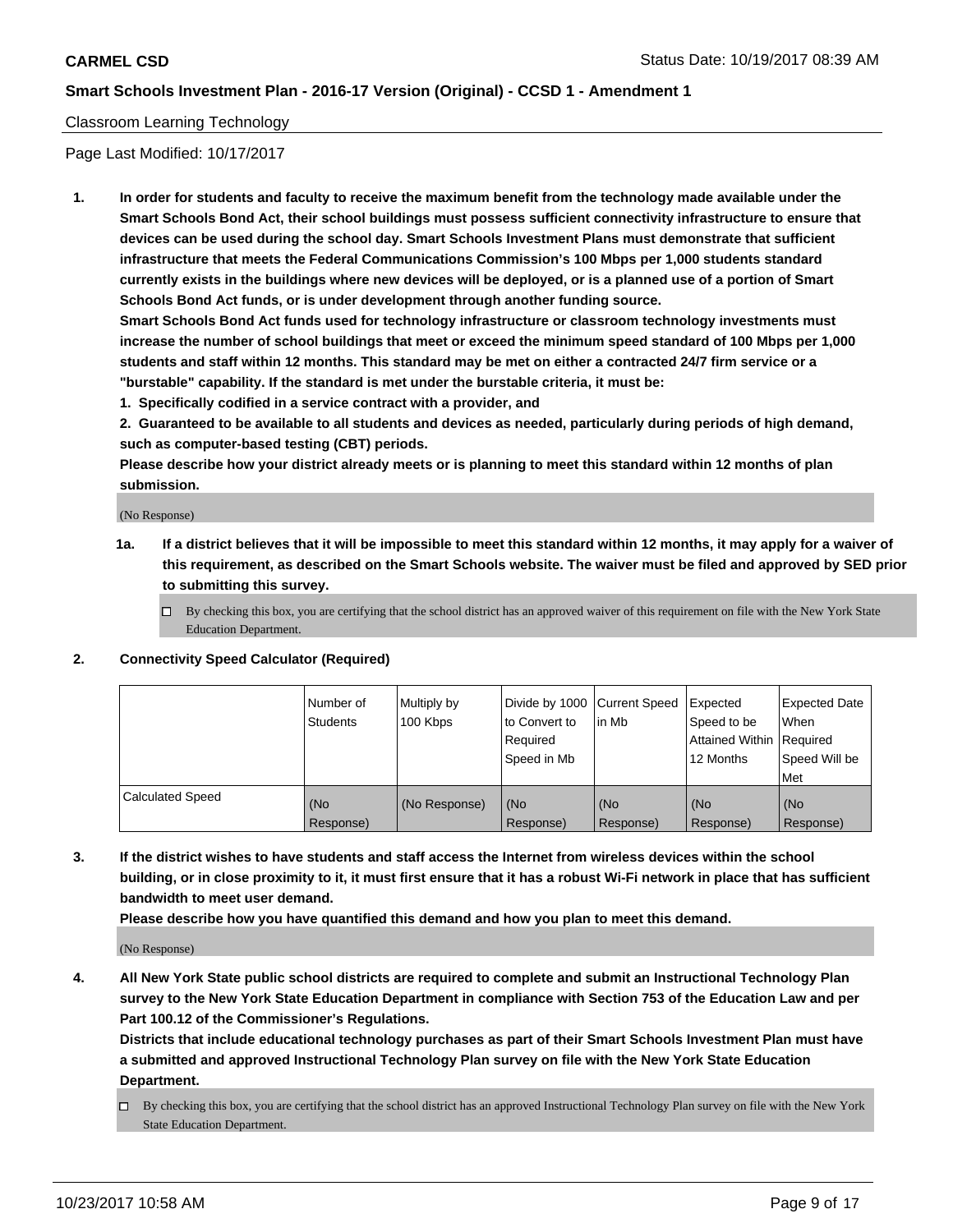Classroom Learning Technology

Page Last Modified: 10/17/2017

1. **In order for students and faculty to receive the maximum benefit from the technology made available under the Smart Schools Bond Act, their school buildings must possess sufficient connectivity infrastructure to ensure that devices can be used during the school day. Smart Schools Investment Plans must demonstrate that sufficient infrastructure that meets the Federal Communications Commission's 100 Mbps per 1,000 students standard currently exists in the buildings where new devices will be deployed, or is a planned use of a portion of Smart Schools Bond Act funds, or is under development through another funding source.**

   **Smart Schools Bond Act funds used for technology infrastructure or classroom technology investments must increase the number of school buildings that meet or exceed the minimum speed standard of 100 Mbps per 1,000 students and staff within 12 months. This standard may be met on either a contracted 24/7 firm service or a "burstable" capability. If the standard is met under the burstable criteria, it must be:**

   **1. Specifically codified in a service contract with a provider, and**

   **2. Guaranteed to be available to all students and devices as needed, particularly during periods of high demand, such as computer-based testing (CBT) periods.**

   **Please describe how your district already meets or is planning to meet this standard within 12 months of plan submission.**

   (No Response)

   **1a. If a district believes that it will be impossible to meet this standard within 12 months, it may apply for a waiver of this requirement, as described on the Smart Schools website. The waiver must be filed and approved by SED prior to submitting this survey.**

   ☐ By checking this box, you are certifying that the school district has an approved waiver of this requirement on file with the New York State Education Department.

2. **Connectivity Speed Calculator (Required)**

| | Number of Students | Multiply by 100 Kbps | Divide by 1000 to Convert to Required Speed in Mb | Current Speed in Mb | Expected Speed to be Attained Within 12 Months | Expected Date When Required Speed Will be Met |
|---|---|---|---|---|---|---|
| Calculated Speed | (No Response) | (No Response) | (No Response) | (No Response) | (No Response) | (No Response) |

3. **If the district wishes to have students and staff access the Internet from wireless devices within the school building, or in close proximity to it, it must first ensure that it has a robust Wi-Fi network in place that has sufficient bandwidth to meet user demand.**

   **Please describe how you have quantified this demand and how you plan to meet this demand.**

   (No Response)

4. **All New York State public school districts are required to complete and submit an Instructional Technology Plan survey to the New York State Education Department in compliance with Section 753 of the Education Law and per Part 100.12 of the Commissioner's Regulations.**

   **Districts that include educational technology purchases as part of their Smart Schools Investment Plan must have a submitted and approved Instructional Technology Plan survey on file with the New York State Education Department.**

   ☐ By checking this box, you are certifying that the school district has an approved Instructional Technology Plan survey on file with the New York State Education Department.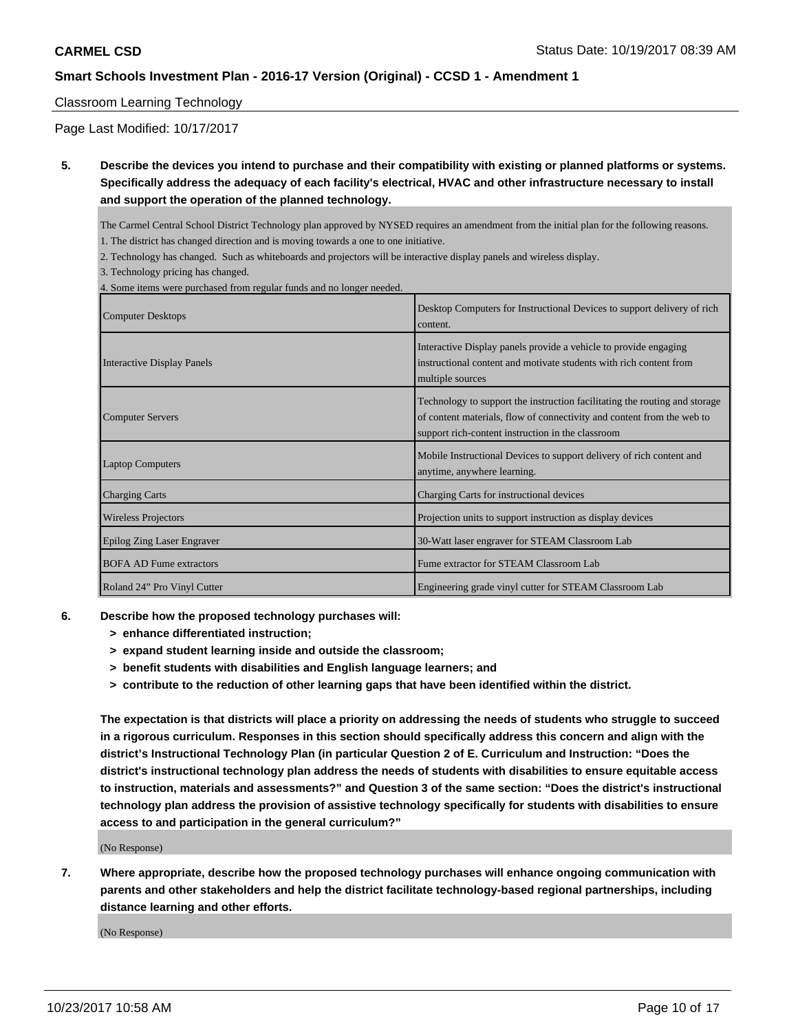Classroom Learning Technology

Page Last Modified: 10/17/2017

**5. Describe the devices you intend to purchase and their compatibility with existing or planned platforms or systems. Specifically address the adequacy of each facility's electrical, HVAC and other infrastructure necessary to install and support the operation of the planned technology.**

The Carmel Central School District Technology plan approved by NYSED requires an amendment from the initial plan for the following reasons.

1. The district has changed direction and is moving towards a one to one initiative.
2. Technology has changed. Such as whiteboards and projectors will be interactive display panels and wireless display.
3. Technology pricing has changed.
4. Some items were purchased from regular funds and no longer needed.

| | |
|---|---|
| Computer Desktops | Desktop Computers for Instructional Devices to support delivery of rich content. |
| Interactive Display Panels | Interactive Display panels provide a vehicle to provide engaging instructional content and motivate students with rich content from multiple sources |
| Computer Servers | Technology to support the instruction facilitating the routing and storage of content materials, flow of connectivity and content from the web to support rich-content instruction in the classroom |
| Laptop Computers | Mobile Instructional Devices to support delivery of rich content and anytime, anywhere learning. |
| Charging Carts | Charging Carts for instructional devices |
| Wireless Projectors | Projection units to support instruction as display devices |
| Epilog Zing Laser Engraver | 30-Watt laser engraver for STEAM Classroom Lab |
| BOFA AD Fume extractors | Fume extractor for STEAM Classroom Lab |
| Roland 24" Pro Vinyl Cutter | Engineering grade vinyl cutter for STEAM Classroom Lab |

**6. Describe how the proposed technology purchases will:**
- **> enhance differentiated instruction;**
- **> expand student learning inside and outside the classroom;**
- **> benefit students with disabilities and English language learners; and**
- **> contribute to the reduction of other learning gaps that have been identified within the district.**

**The expectation is that districts will place a priority on addressing the needs of students who struggle to succeed in a rigorous curriculum. Responses in this section should specifically address this concern and align with the district's Instructional Technology Plan (in particular Question 2 of E. Curriculum and Instruction: "Does the district's instructional technology plan address the needs of students with disabilities to ensure equitable access to instruction, materials and assessments?" and Question 3 of the same section: "Does the district's instructional technology plan address the provision of assistive technology specifically for students with disabilities to ensure access to and participation in the general curriculum?"**

(No Response)

**7. Where appropriate, describe how the proposed technology purchases will enhance ongoing communication with parents and other stakeholders and help the district facilitate technology-based regional partnerships, including distance learning and other efforts.**

(No Response)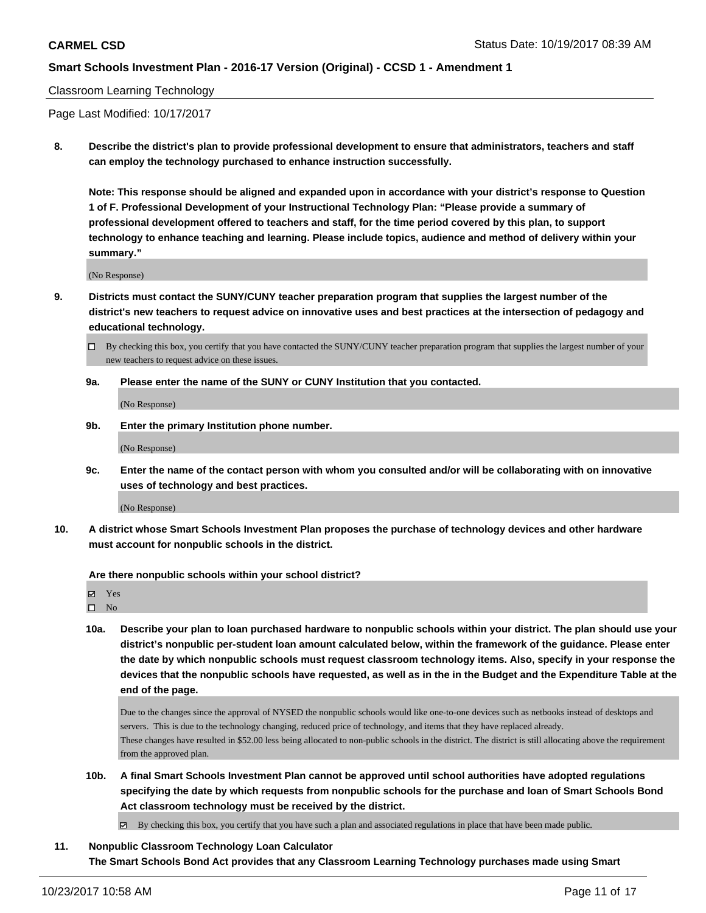Classroom Learning Technology

Page Last Modified: 10/17/2017

**8. Describe the district's plan to provide professional development to ensure that administrators, teachers and staff can employ the technology purchased to enhance instruction successfully.**

**Note: This response should be aligned and expanded upon in accordance with your district's response to Question 1 of F. Professional Development of your Instructional Technology Plan: "Please provide a summary of professional development offered to teachers and staff, for the time period covered by this plan, to support technology to enhance teaching and learning. Please include topics, audience and method of delivery within your summary."**

(No Response)

**9. Districts must contact the SUNY/CUNY teacher preparation program that supplies the largest number of the district's new teachers to request advice on innovative uses and best practices at the intersection of pedagogy and educational technology.**

☐ By checking this box, you certify that you have contacted the SUNY/CUNY teacher preparation program that supplies the largest number of your new teachers to request advice on these issues.

**9a. Please enter the name of the SUNY or CUNY Institution that you contacted.**

(No Response)

**9b. Enter the primary Institution phone number.**

(No Response)

**9c. Enter the name of the contact person with whom you consulted and/or will be collaborating with on innovative uses of technology and best practices.**

(No Response)

**10. A district whose Smart Schools Investment Plan proposes the purchase of technology devices and other hardware must account for nonpublic schools in the district.**

**Are there nonpublic schools within your school district?**

☑ Yes
☐ No

**10a. Describe your plan to loan purchased hardware to nonpublic schools within your district. The plan should use your district's nonpublic per-student loan amount calculated below, within the framework of the guidance. Please enter the date by which nonpublic schools must request classroom technology items. Also, specify in your response the devices that the nonpublic schools have requested, as well as in the in the Budget and the Expenditure Table at the end of the page.**

Due to the changes since the approval of NYSED the nonpublic schools would like one-to-one devices such as netbooks instead of desktops and servers. This is due to the technology changing, reduced price of technology, and items that they have replaced already.
These changes have resulted in $52.00 less being allocated to non-public schools in the district. The district is still allocating above the requirement from the approved plan.

**10b. A final Smart Schools Investment Plan cannot be approved until school authorities have adopted regulations specifying the date by which requests from nonpublic schools for the purchase and loan of Smart Schools Bond Act classroom technology must be received by the district.**

☑ By checking this box, you certify that you have such a plan and associated regulations in place that have been made public.

**11. Nonpublic Classroom Technology Loan Calculator**
**The Smart Schools Bond Act provides that any Classroom Learning Technology purchases made using Smart**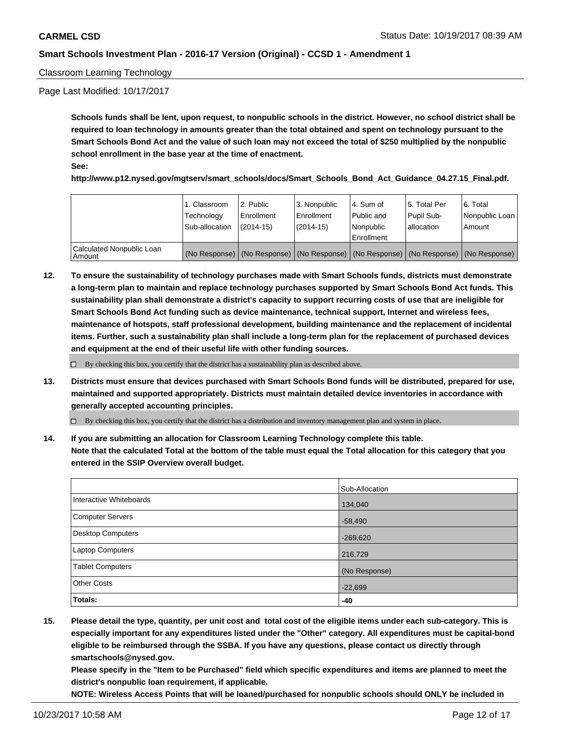Classroom Learning Technology

Page Last Modified: 10/17/2017

**Schools funds shall be lent, upon request, to nonpublic schools in the district. However, no school district shall be required to loan technology in amounts greater than the total obtained and spent on technology pursuant to the Smart Schools Bond Act and the value of such loan may not exceed the total of $250 multiplied by the nonpublic school enrollment in the base year at the time of enactment.**

**See:**

**http://www.p12.nysed.gov/mgtserv/smart_schools/docs/Smart_Schools_Bond_Act_Guidance_04.27.15_Final.pdf.**

| | 1. Classroom Technology Sub-allocation | 2. Public Enrollment (2014-15) | 3. Nonpublic Enrollment (2014-15) | 4. Sum of Public and Nonpublic Enrollment | 5. Total Per Pupil Sub-allocation | 6. Total Nonpublic Loan Amount |
|---|---|---|---|---|---|---|
| Calculated Nonpublic Loan Amount | (No Response) | (No Response) | (No Response) | (No Response) | (No Response) | (No Response) |

**12. To ensure the sustainability of technology purchases made with Smart Schools funds, districts must demonstrate a long-term plan to maintain and replace technology purchases supported by Smart Schools Bond Act funds. This sustainability plan shall demonstrate a district's capacity to support recurring costs of use that are ineligible for Smart Schools Bond Act funding such as device maintenance, technical support, Internet and wireless fees, maintenance of hotspots, staff professional development, building maintenance and the replacement of incidental items. Further, such a sustainability plan shall include a long-term plan for the replacement of purchased devices and equipment at the end of their useful life with other funding sources.**

☐ By checking this box, you certify that the district has a sustainability plan as described above.

**13. Districts must ensure that devices purchased with Smart Schools Bond funds will be distributed, prepared for use, maintained and supported appropriately. Districts must maintain detailed device inventories in accordance with generally accepted accounting principles.**

☐ By checking this box, you certify that the district has a distribution and inventory management plan and system in place.

**14. If you are submitting an allocation for Classroom Learning Technology complete this table. Note that the calculated Total at the bottom of the table must equal the Total allocation for this category that you entered in the SSIP Overview overall budget.**

| | Sub-Allocation |
|---|---|
| Interactive Whiteboards | 134,040 |
| Computer Servers | -58,490 |
| Desktop Computers | -269,620 |
| Laptop Computers | 216,729 |
| Tablet Computers | (No Response) |
| Other Costs | -22,699 |
| **Totals:** | **-40** |

**15. Please detail the type, quantity, per unit cost and total cost of the eligible items under each sub-category. This is especially important for any expenditures listed under the "Other" category. All expenditures must be capital-bond eligible to be reimbursed through the SSBA. If you have any questions, please contact us directly through smartschools@nysed.gov.**

**Please specify in the "Item to be Purchased" field which specific expenditures and items are planned to meet the district's nonpublic loan requirement, if applicable.**

**NOTE: Wireless Access Points that will be loaned/purchased for nonpublic schools should ONLY be included in**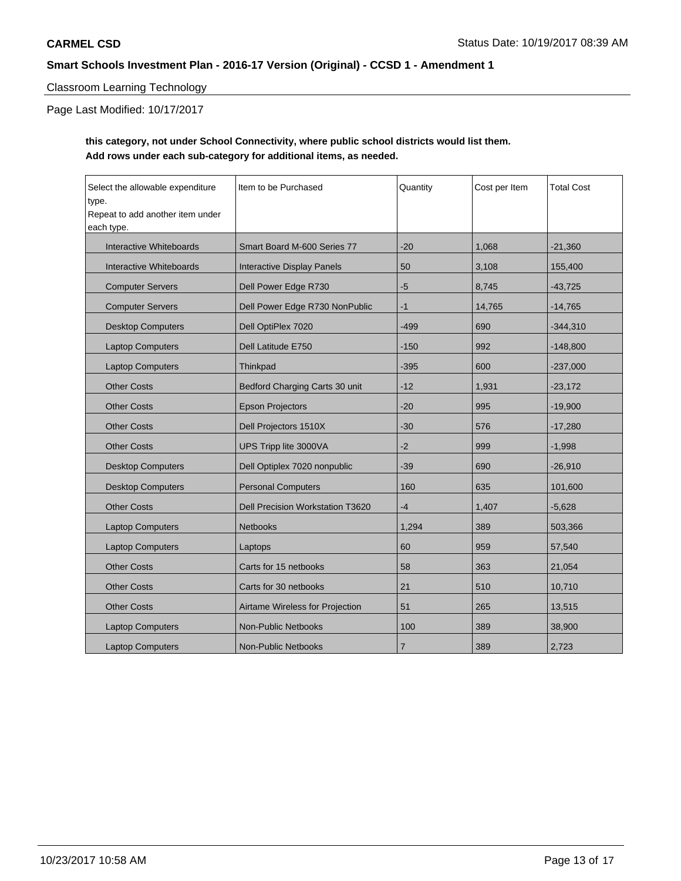Classroom Learning Technology

Page Last Modified: 10/17/2017

**this category, not under School Connectivity, where public school districts would list them.**
**Add rows under each sub-category for additional items, as needed.**

| Select the allowable expenditure type. Repeat to add another item under each type. | Item to be Purchased | Quantity | Cost per Item | Total Cost |
|---|---|---|---|---|
| Interactive Whiteboards | Smart Board M-600 Series 77 | -20 | 1,068 | -21,360 |
| Interactive Whiteboards | Interactive Display Panels | 50 | 3,108 | 155,400 |
| Computer Servers | Dell Power Edge R730 | -5 | 8,745 | -43,725 |
| Computer Servers | Dell Power Edge R730 NonPublic | -1 | 14,765 | -14,765 |
| Desktop Computers | Dell OptiPlex 7020 | -499 | 690 | -344,310 |
| Laptop Computers | Dell Latitude E750 | -150 | 992 | -148,800 |
| Laptop Computers | Thinkpad | -395 | 600 | -237,000 |
| Other Costs | Bedford Charging Carts 30 unit | -12 | 1,931 | -23,172 |
| Other Costs | Epson Projectors | -20 | 995 | -19,900 |
| Other Costs | Dell Projectors 1510X | -30 | 576 | -17,280 |
| Other Costs | UPS Tripp lite 3000VA | -2 | 999 | -1,998 |
| Desktop Computers | Dell Optiplex 7020 nonpublic | -39 | 690 | -26,910 |
| Desktop Computers | Personal Computers | 160 | 635 | 101,600 |
| Other Costs | Dell Precision Workstation T3620 | -4 | 1,407 | -5,628 |
| Laptop Computers | Netbooks | 1,294 | 389 | 503,366 |
| Laptop Computers | Laptops | 60 | 959 | 57,540 |
| Other Costs | Carts for 15 netbooks | 58 | 363 | 21,054 |
| Other Costs | Carts for 30 netbooks | 21 | 510 | 10,710 |
| Other Costs | Airtame Wireless for Projection | 51 | 265 | 13,515 |
| Laptop Computers | Non-Public Netbooks | 100 | 389 | 38,900 |
| Laptop Computers | Non-Public Netbooks | 7 | 389 | 2,723 |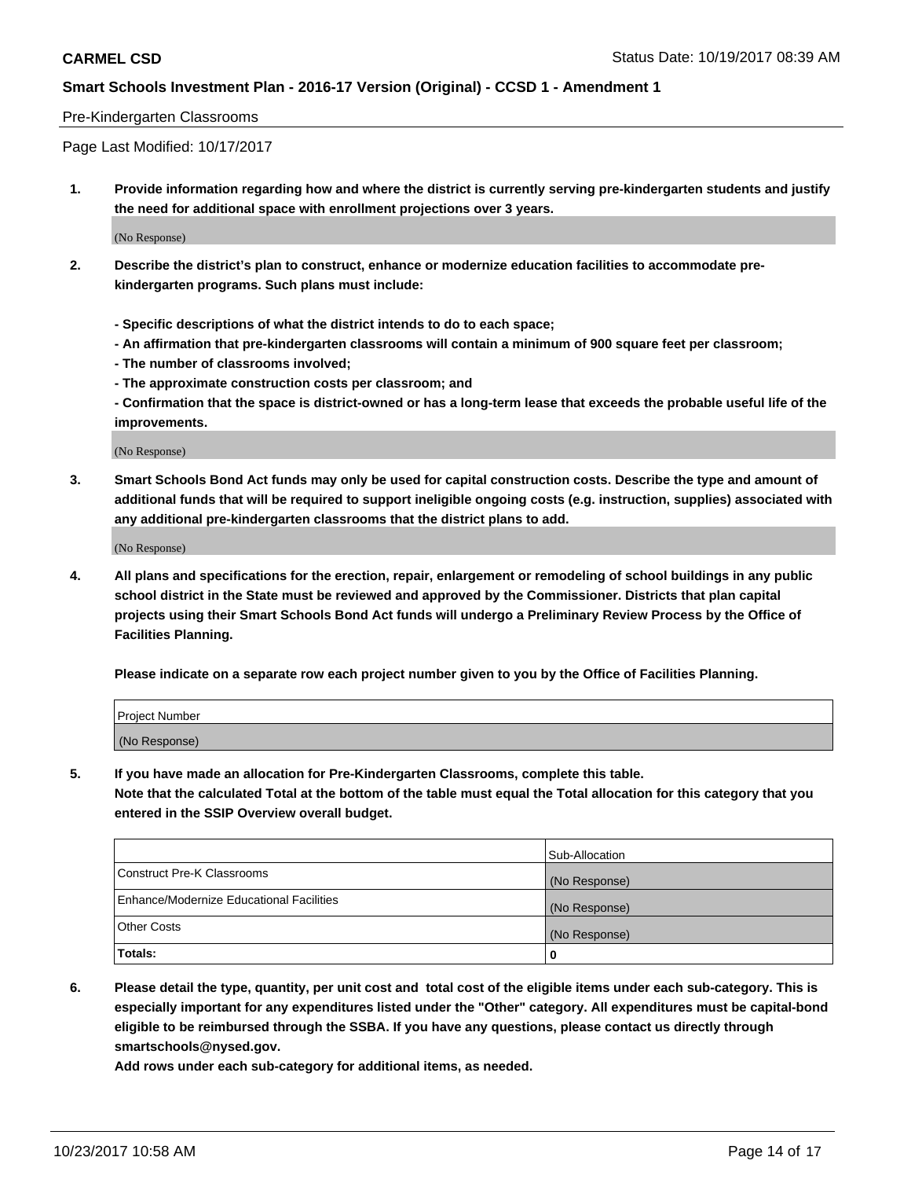Pre-Kindergarten Classrooms

Page Last Modified: 10/17/2017

**1. Provide information regarding how and where the district is currently serving pre-kindergarten students and justify the need for additional space with enrollment projections over 3 years.**

(No Response)

**2. Describe the district's plan to construct, enhance or modernize education facilities to accommodate pre-kindergarten programs. Such plans must include:**

**- Specific descriptions of what the district intends to do to each space;**
**- An affirmation that pre-kindergarten classrooms will contain a minimum of 900 square feet per classroom;**
**- The number of classrooms involved;**
**- The approximate construction costs per classroom; and**
**- Confirmation that the space is district-owned or has a long-term lease that exceeds the probable useful life of the improvements.**

(No Response)

**3. Smart Schools Bond Act funds may only be used for capital construction costs. Describe the type and amount of additional funds that will be required to support ineligible ongoing costs (e.g. instruction, supplies) associated with any additional pre-kindergarten classrooms that the district plans to add.**

(No Response)

**4. All plans and specifications for the erection, repair, enlargement or remodeling of school buildings in any public school district in the State must be reviewed and approved by the Commissioner. Districts that plan capital projects using their Smart Schools Bond Act funds will undergo a Preliminary Review Process by the Office of Facilities Planning.**

**Please indicate on a separate row each project number given to you by the Office of Facilities Planning.**

| Project Number |
|---|
| (No Response) |

**5. If you have made an allocation for Pre-Kindergarten Classrooms, complete this table.**
**Note that the calculated Total at the bottom of the table must equal the Total allocation for this category that you entered in the SSIP Overview overall budget.**

| | Sub-Allocation |
|---|---|
| Construct Pre-K Classrooms | (No Response) |
| Enhance/Modernize Educational Facilities | (No Response) |
| Other Costs | (No Response) |
| **Totals:** | **0** |

**6. Please detail the type, quantity, per unit cost and total cost of the eligible items under each sub-category. This is especially important for any expenditures listed under the "Other" category. All expenditures must be capital-bond eligible to be reimbursed through the SSBA. If you have any questions, please contact us directly through smartschools@nysed.gov.**

**Add rows under each sub-category for additional items, as needed.**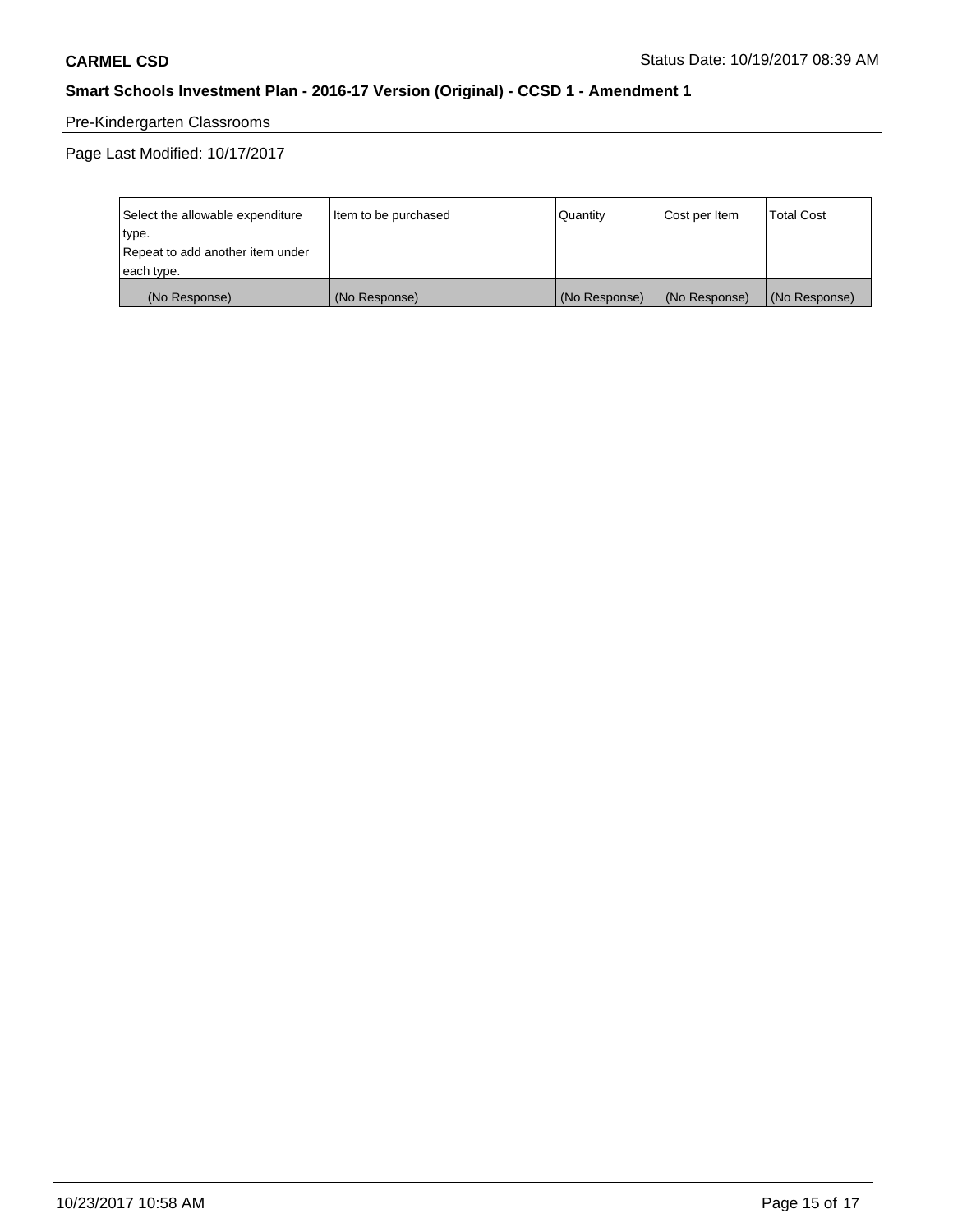Pre-Kindergarten Classrooms

Page Last Modified: 10/17/2017

| Select the allowable expenditure type. Repeat to add another item under each type. | Item to be purchased | Quantity | Cost per Item | Total Cost |
|---|---|---|---|---|
| (No Response) | (No Response) | (No Response) | (No Response) | (No Response) |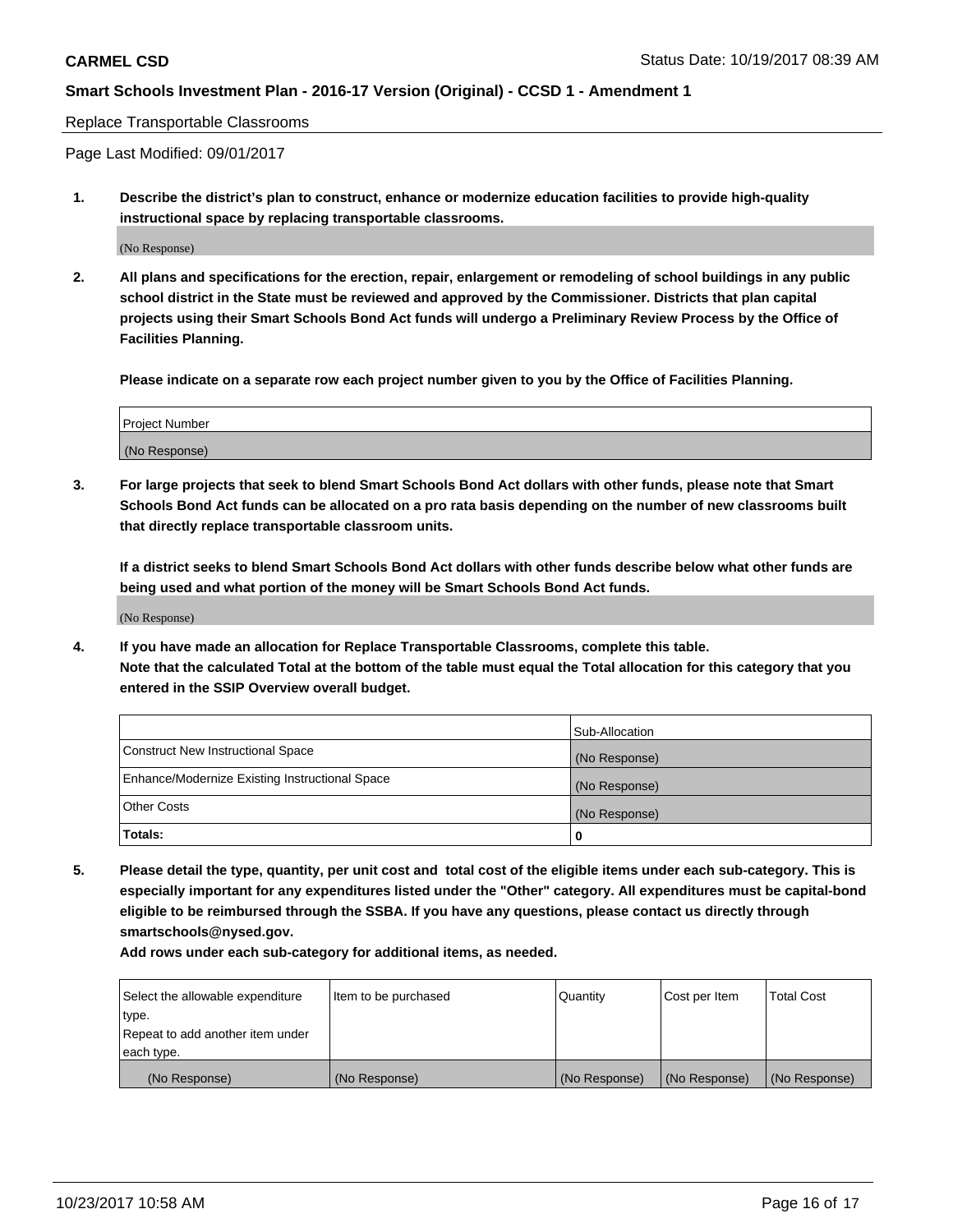Replace Transportable Classrooms

Page Last Modified: 09/01/2017

**1. Describe the district's plan to construct, enhance or modernize education facilities to provide high-quality instructional space by replacing transportable classrooms.**

(No Response)

**2. All plans and specifications for the erection, repair, enlargement or remodeling of school buildings in any public school district in the State must be reviewed and approved by the Commissioner. Districts that plan capital projects using their Smart Schools Bond Act funds will undergo a Preliminary Review Process by the Office of Facilities Planning.**

**Please indicate on a separate row each project number given to you by the Office of Facilities Planning.**

| Project Number |
| --- |
| (No Response) |

**3. For large projects that seek to blend Smart Schools Bond Act dollars with other funds, please note that Smart Schools Bond Act funds can be allocated on a pro rata basis depending on the number of new classrooms built that directly replace transportable classroom units.**

**If a district seeks to blend Smart Schools Bond Act dollars with other funds describe below what other funds are being used and what portion of the money will be Smart Schools Bond Act funds.**

(No Response)

**4. If you have made an allocation for Replace Transportable Classrooms, complete this table. Note that the calculated Total at the bottom of the table must equal the Total allocation for this category that you entered in the SSIP Overview overall budget.**

| | Sub-Allocation |
| --- | --- |
| Construct New Instructional Space | (No Response) |
| Enhance/Modernize Existing Instructional Space | (No Response) |
| Other Costs | (No Response) |
| **Totals:** | **0** |

**5. Please detail the type, quantity, per unit cost and total cost of the eligible items under each sub-category. This is especially important for any expenditures listed under the "Other" category. All expenditures must be capital-bond eligible to be reimbursed through the SSBA. If you have any questions, please contact us directly through smartschools@nysed.gov.**

**Add rows under each sub-category for additional items, as needed.**

| Select the allowable expenditure type. Repeat to add another item under each type. | Item to be purchased | Quantity | Cost per Item | Total Cost |
| --- | --- | --- | --- | --- |
| (No Response) | (No Response) | (No Response) | (No Response) | (No Response) |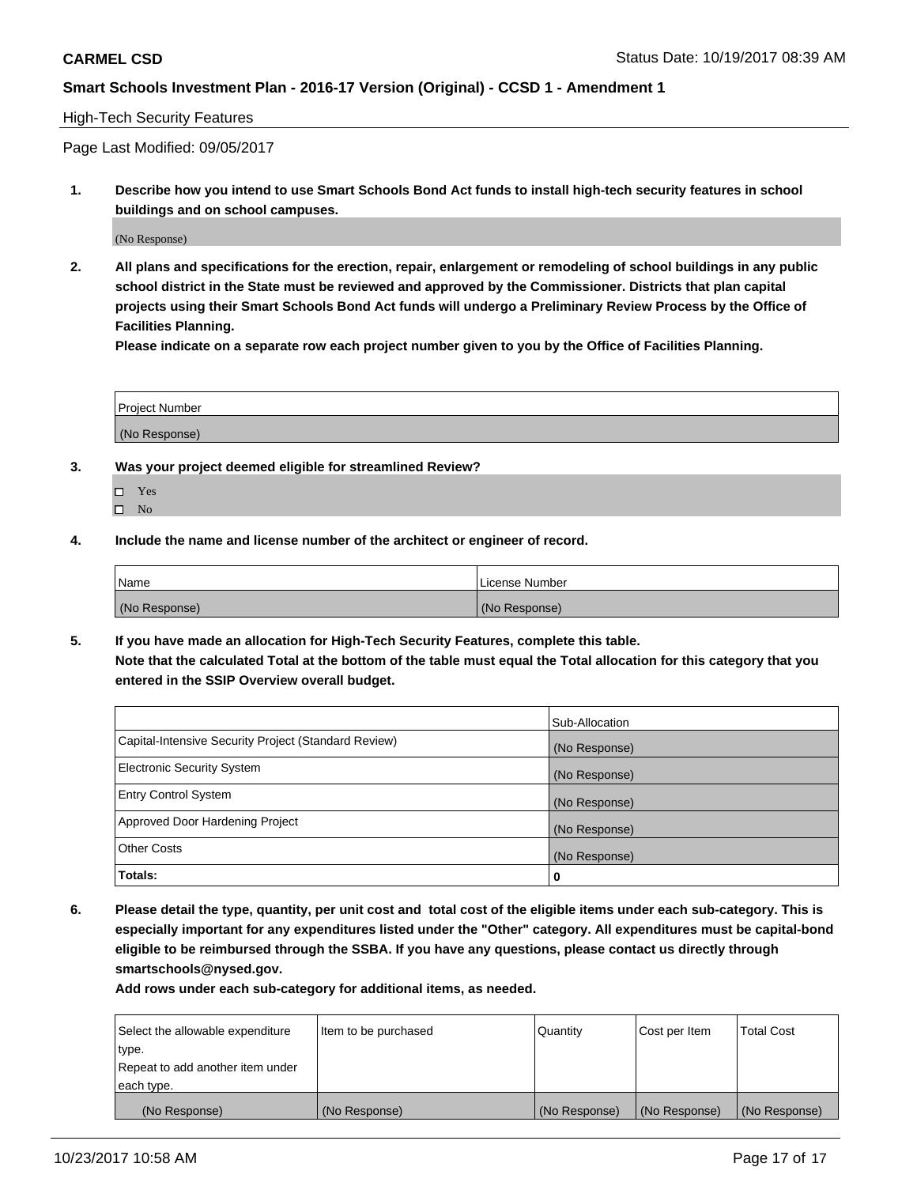**CARMEL CSD** Status Date: 10/19/2017 08:39 AM

**Smart Schools Investment Plan - 2016-17 Version (Original) - CCSD 1 - Amendment 1**

High-Tech Security Features

Page Last Modified: 09/05/2017

1. **Describe how you intend to use Smart Schools Bond Act funds to install high-tech security features in school buildings and on school campuses.**

   (No Response)

2. **All plans and specifications for the erection, repair, enlargement or remodeling of school buildings in any public school district in the State must be reviewed and approved by the Commissioner. Districts that plan capital projects using their Smart Schools Bond Act funds will undergo a Preliminary Review Process by the Office of Facilities Planning.**

   **Please indicate on a separate row each project number given to you by the Office of Facilities Planning.**

| Project Number |
|---|
| (No Response) |

3. **Was your project deemed eligible for streamlined Review?**

   - ☐ Yes
   - ☐ No

4. **Include the name and license number of the architect or engineer of record.**

| Name | License Number |
|---|---|
| (No Response) | (No Response) |

5. **If you have made an allocation for High-Tech Security Features, complete this table.**
   **Note that the calculated Total at the bottom of the table must equal the Total allocation for this category that you entered in the SSIP Overview overall budget.**

| | Sub-Allocation |
|---|---|
| Capital-Intensive Security Project (Standard Review) | (No Response) |
| Electronic Security System | (No Response) |
| Entry Control System | (No Response) |
| Approved Door Hardening Project | (No Response) |
| Other Costs | (No Response) |
| **Totals:** | **0** |

6. **Please detail the type, quantity, per unit cost and total cost of the eligible items under each sub-category. This is especially important for any expenditures listed under the "Other" category. All expenditures must be capital-bond eligible to be reimbursed through the SSBA. If you have any questions, please contact us directly through smartschools@nysed.gov.**

   **Add rows under each sub-category for additional items, as needed.**

| Select the allowable expenditure type. Repeat to add another item under each type. | Item to be purchased | Quantity | Cost per Item | Total Cost |
|---|---|---|---|---|
| (No Response) | (No Response) | (No Response) | (No Response) | (No Response) |